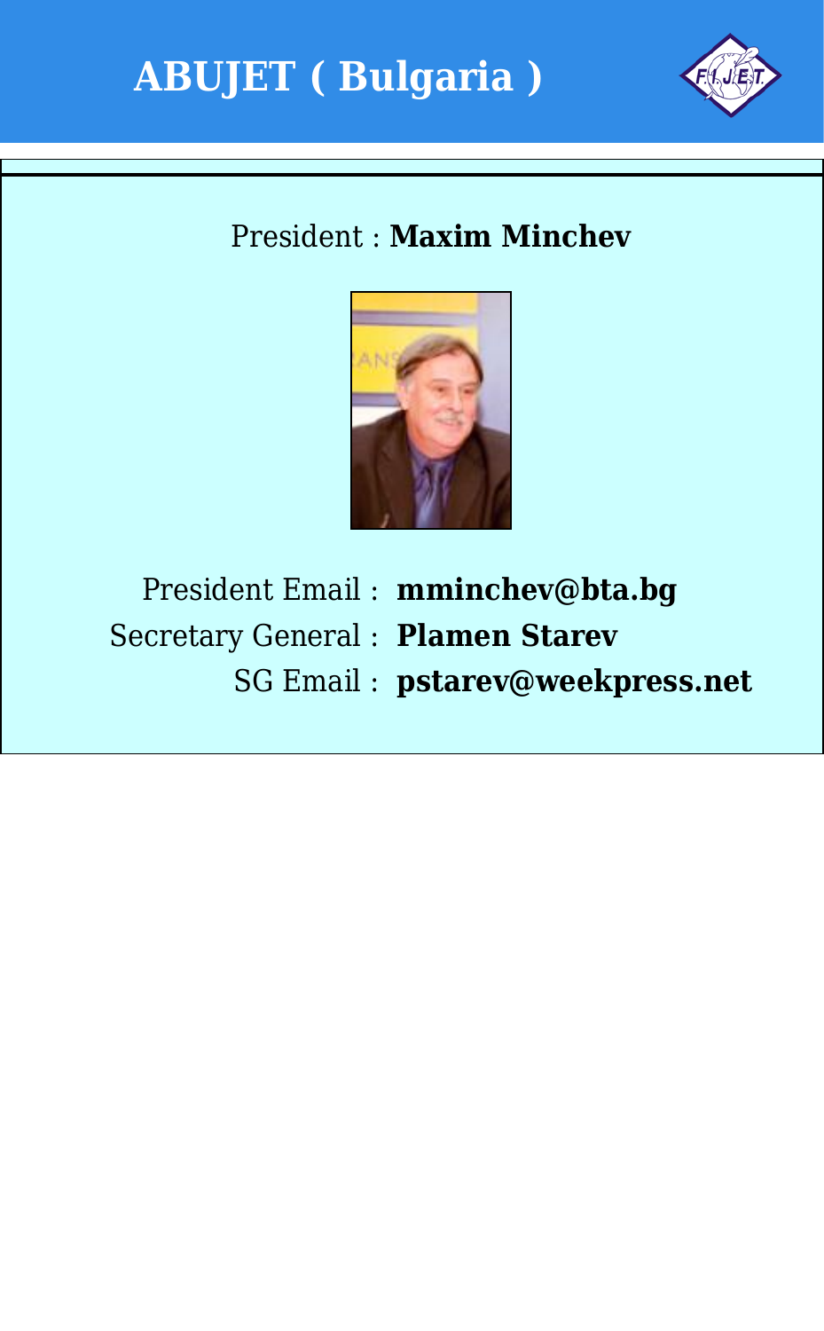# ABUJET ( Bulgaria )

President : **Maxim Minchev**

| | |
|---|---|
| President Email : | **mminchev@bta.bg** |
| Secretary General : | **Plamen Starev** |
| SG Email : | **pstarev@weekpress.net** |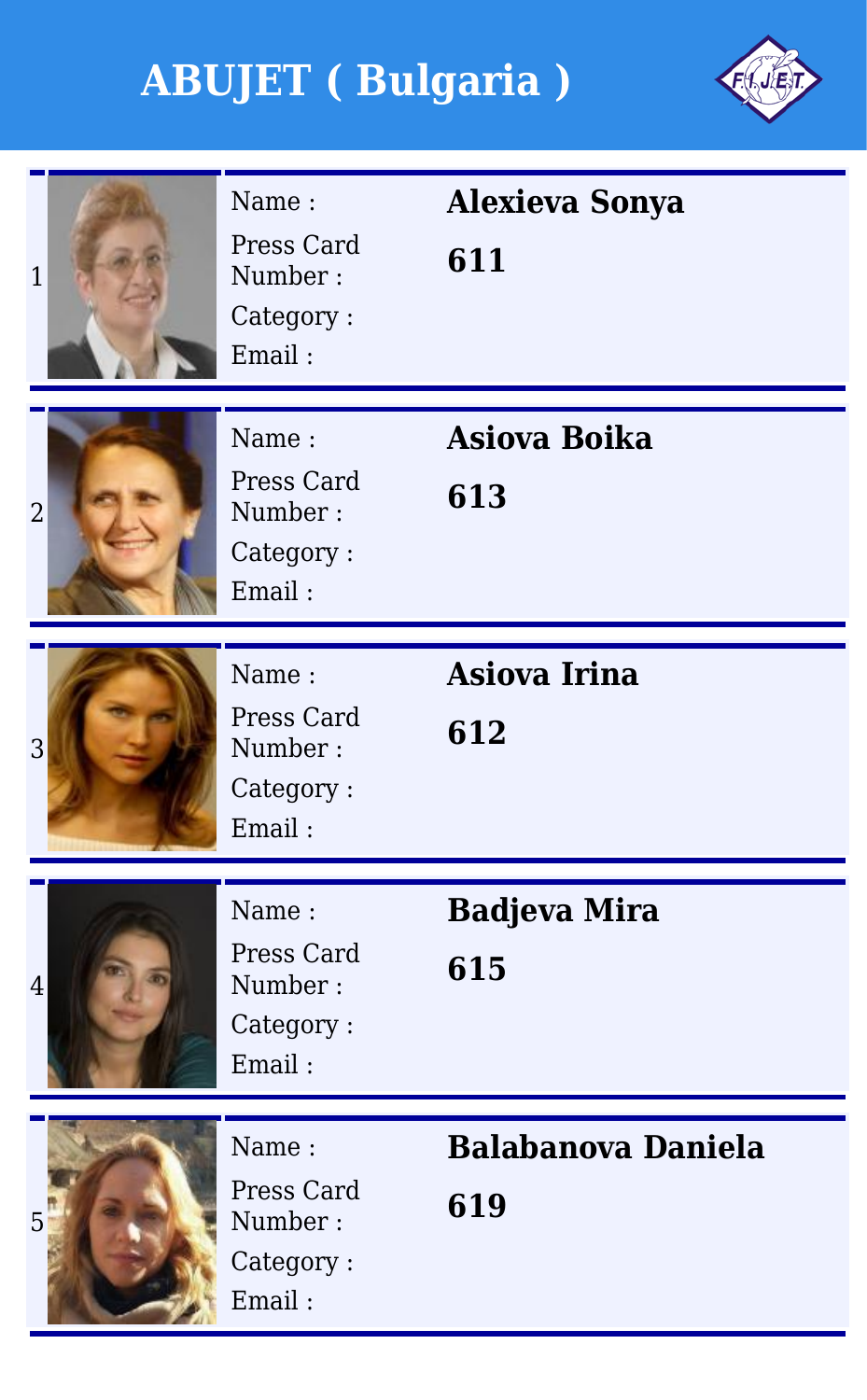# ABUJET ( Bulgaria )

| # | Name : | Press Card Number : | Category : | Email : |
|---|---|---|---|---|
| 1 | **Alexieva Sonya** | **611** | | |
| 2 | **Asiova Boika** | **613** | | |
| 3 | **Asiova Irina** | **612** | | |
| 4 | **Badjeva Mira** | **615** | | |
| 5 | **Balabanova Daniela** | **619** | | |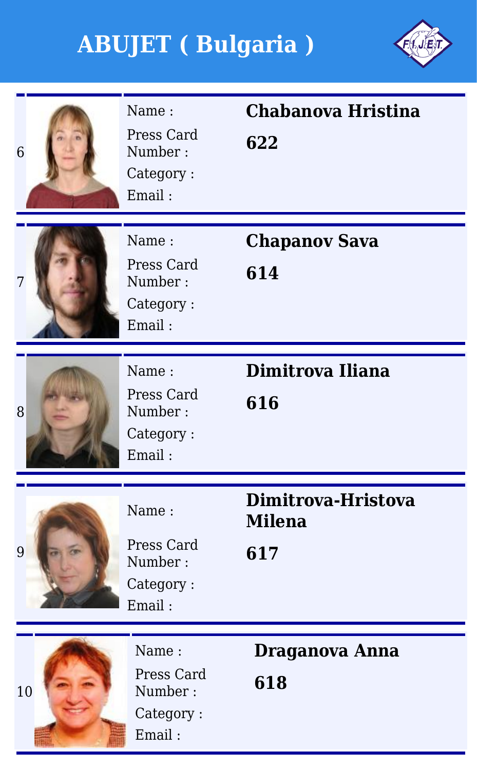# ABUJET ( Bulgaria )

| # | Name : | Press Card Number : | Category : | Email : |
|---|---|---|---|---|
| 6 | **Chabanova Hristina** | **622** | | |
| 7 | **Chapanov Sava** | **614** | | |
| 8 | **Dimitrova Iliana** | **616** | | |
| 9 | **Dimitrova-Hristova Milena** | **617** | | |
| 10 | **Draganova Anna** | **618** | | |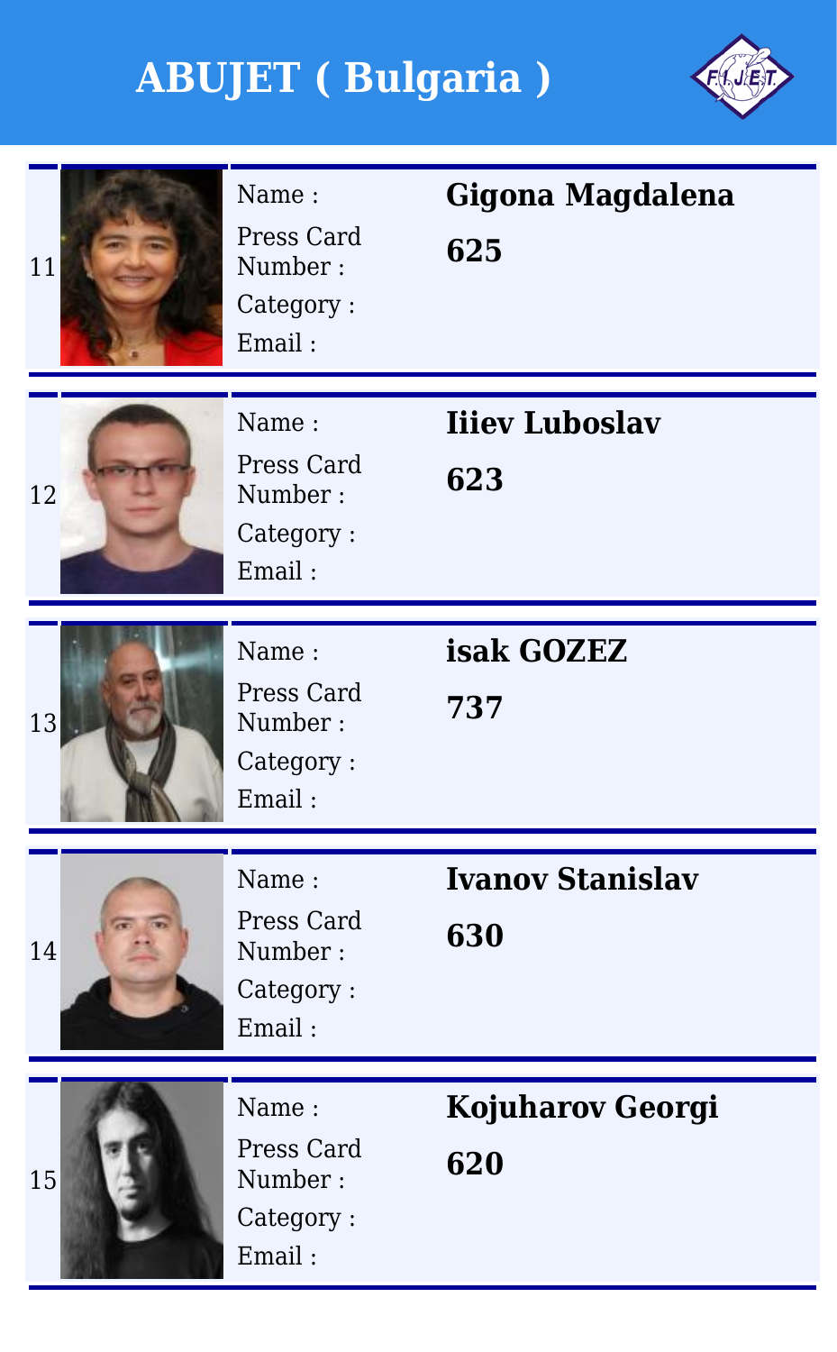# ABUJET ( Bulgaria )

| # | Field | Value |
|---|---|---|
| 11 | Name : | **Gigona Magdalena** |
| | Press Card Number : | **625** |
| | Category : | |
| | Email : | |
| 12 | Name : | **Iiiev Luboslav** |
| | Press Card Number : | **623** |
| | Category : | |
| | Email : | |
| 13 | Name : | **isak GOZEZ** |
| | Press Card Number : | **737** |
| | Category : | |
| | Email : | |
| 14 | Name : | **Ivanov Stanislav** |
| | Press Card Number : | **630** |
| | Category : | |
| | Email : | |
| 15 | Name : | **Kojuharov Georgi** |
| | Press Card Number : | **620** |
| | Category : | |
| | Email : | |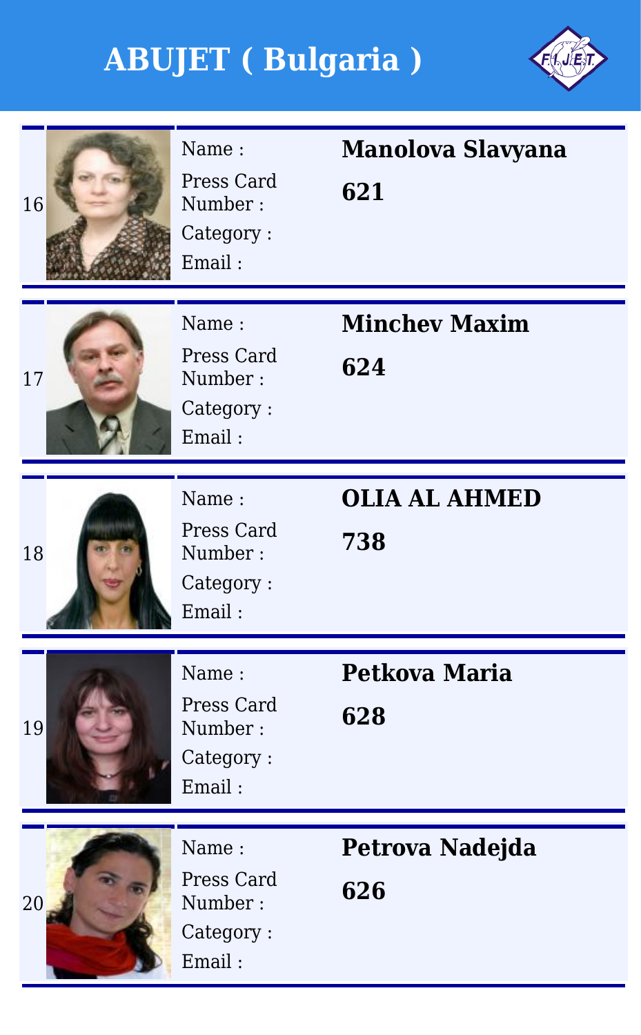# ABUJET ( Bulgaria )

| # | Field | Value |
|---|---|---|
| 16 | Name : | **Manolova Slavyana** |
| | Press Card Number : | **621** |
| | Category : | |
| | Email : | |
| 17 | Name : | **Minchev Maxim** |
| | Press Card Number : | **624** |
| | Category : | |
| | Email : | |
| 18 | Name : | **OLIA AL AHMED** |
| | Press Card Number : | **738** |
| | Category : | |
| | Email : | |
| 19 | Name : | **Petkova Maria** |
| | Press Card Number : | **628** |
| | Category : | |
| | Email : | |
| 20 | Name : | **Petrova Nadejda** |
| | Press Card Number : | **626** |
| | Category : | |
| | Email : | |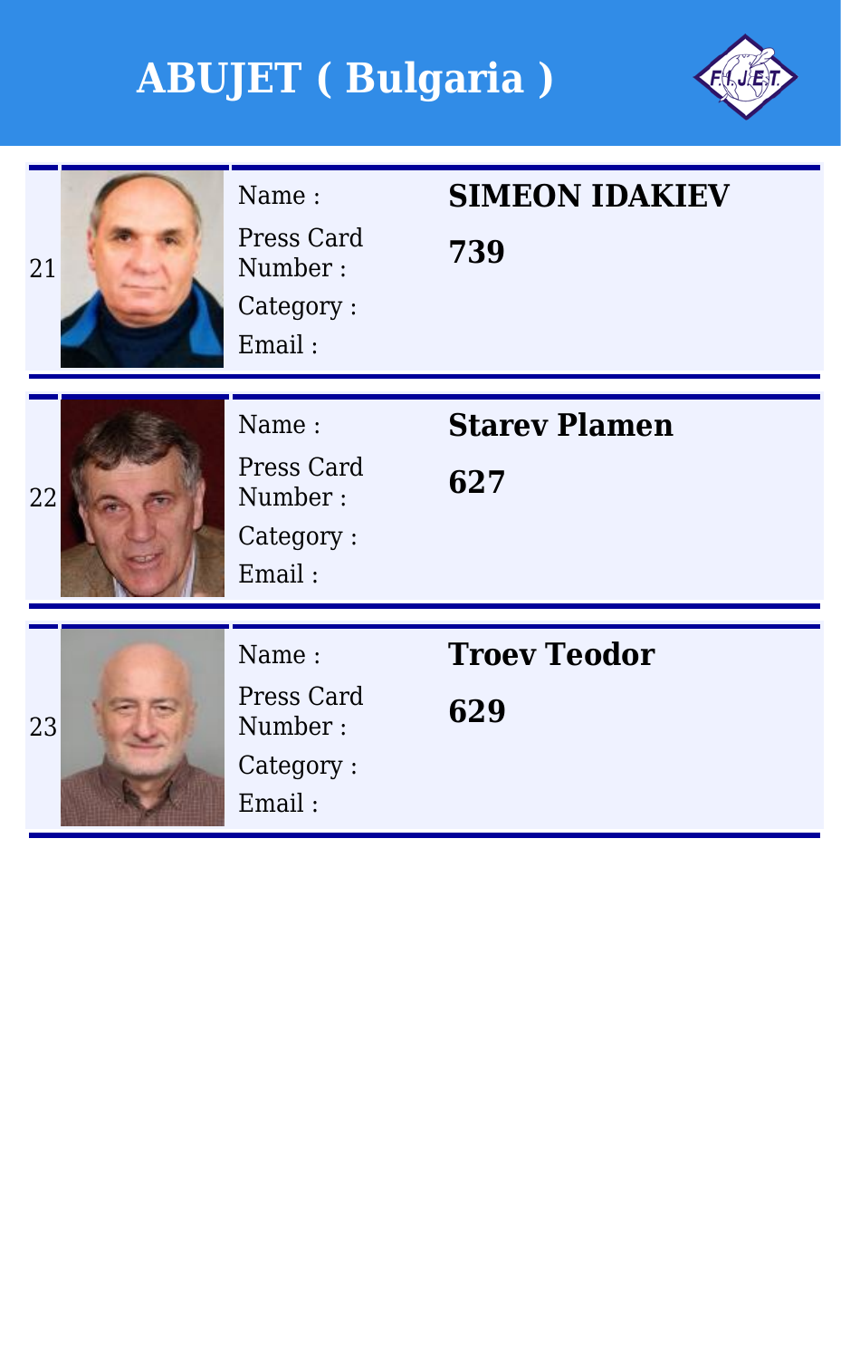# ABUJET ( Bulgaria )

| | | | |
|---|---|---|---|
| 21 | | Name :<br>Press Card Number :<br>Category :<br>Email : | **SIMEON IDAKIEV**<br>**739** |
| 22 | | Name :<br>Press Card Number :<br>Category :<br>Email : | **Starev Plamen**<br>**627** |
| 23 | | Name :<br>Press Card Number :<br>Category :<br>Email : | **Troev Teodor**<br>**629** |